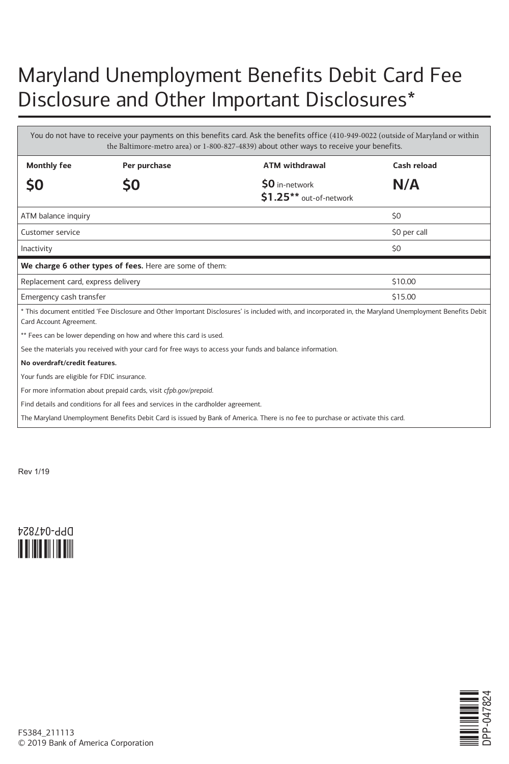# Maryland Unemployment Benefits Debit Card Fee Disclosure and Other Important Disclosures*

You do not have to receive your payments on this benefits card. Ask the benefits office (410-949-0022 (outside of Maryland or within the Baltimore-metro area) or 1-800-827-4839) about other ways to receive your benefits.

| Monthly fee | Per purchase | ATM withdrawal | Cash reload |
|---|---|---|---|
| **$0** | **$0** | **$0** in-network<br>**$1.25**** out-of-network | **N/A** |

| | |
|---|---|
| ATM balance inquiry | $0 |
| Customer service | $0 per call |
| Inactivity | $0 |

**We charge 6 other types of fees.** Here are some of them:

| | |
|---|---|
| Replacement card, express delivery | $10.00 |
| Emergency cash transfer | $15.00 |

* This document entitled 'Fee Disclosure and Other Important Disclosures' is included with, and incorporated in, the Maryland Unemployment Benefits Debit Card Account Agreement.

** Fees can be lower depending on how and where this card is used.

See the materials you received with your card for free ways to access your funds and balance information.

**No overdraft/credit features.**

Your funds are eligible for FDIC insurance.

For more information about prepaid cards, visit *cfpb.gov/prepaid*.

Find details and conditions for all fees and services in the cardholder agreement.

The Maryland Unemployment Benefits Debit Card is issued by Bank of America. There is no fee to purchase or activate this card.

Rev 1/19

DPP-047824

FS384_211113
© 2019 Bank of America Corporation

DPP-047824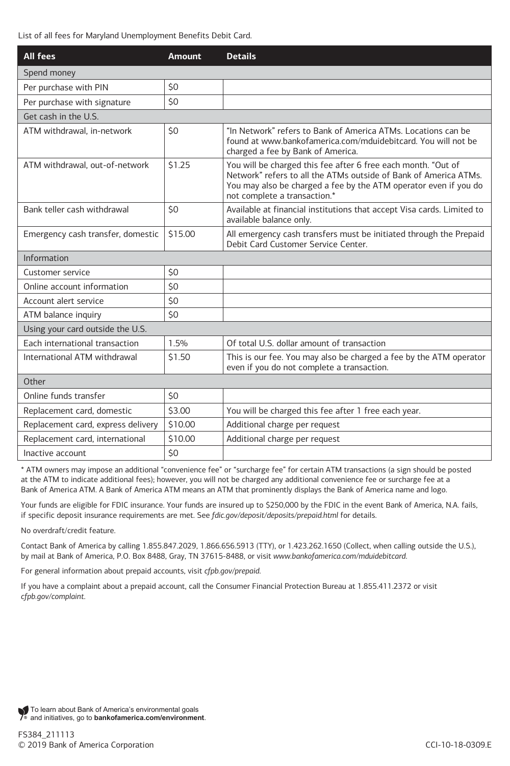List of all fees for Maryland Unemployment Benefits Debit Card.

| All fees | Amount | Details |
|---|---|---|
| Spend money | | |
| Per purchase with PIN | $0 | |
| Per purchase with signature | $0 | |
| Get cash in the U.S. | | |
| ATM withdrawal, in-network | $0 | "In Network" refers to Bank of America ATMs. Locations can be found at www.bankofamerica.com/mduidebitcard. You will not be charged a fee by Bank of America. |
| ATM withdrawal, out-of-network | $1.25 | You will be charged this fee after 6 free each month. "Out of Network" refers to all the ATMs outside of Bank of America ATMs. You may also be charged a fee by the ATM operator even if you do not complete a transaction.* |
| Bank teller cash withdrawal | $0 | Available at financial institutions that accept Visa cards. Limited to available balance only. |
| Emergency cash transfer, domestic | $15.00 | All emergency cash transfers must be initiated through the Prepaid Debit Card Customer Service Center. |
| Information | | |
| Customer service | $0 | |
| Online account information | $0 | |
| Account alert service | $0 | |
| ATM balance inquiry | $0 | |
| Using your card outside the U.S. | | |
| Each international transaction | 1.5% | Of total U.S. dollar amount of transaction |
| International ATM withdrawal | $1.50 | This is our fee. You may also be charged a fee by the ATM operator even if you do not complete a transaction. |
| Other | | |
| Online funds transfer | $0 | |
| Replacement card, domestic | $3.00 | You will be charged this fee after 1 free each year. |
| Replacement card, express delivery | $10.00 | Additional charge per request |
| Replacement card, international | $10.00 | Additional charge per request |
| Inactive account | $0 | |

* ATM owners may impose an additional "convenience fee" or "surcharge fee" for certain ATM transactions (a sign should be posted at the ATM to indicate additional fees); however, you will not be charged any additional convenience fee or surcharge fee at a Bank of America ATM. A Bank of America ATM means an ATM that prominently displays the Bank of America name and logo.

Your funds are eligible for FDIC insurance. Your funds are insured up to $250,000 by the FDIC in the event Bank of America, N.A. fails, if specific deposit insurance requirements are met. See *fdic.gov/deposit/deposits/prepaid.html* for details.

No overdraft/credit feature.

Contact Bank of America by calling 1.855.847.2029, 1.866.656.5913 (TTY), or 1.423.262.1650 (Collect, when calling outside the U.S.), by mail at Bank of America, P.O. Box 8488, Gray, TN 37615-8488, or visit *www.bankofamerica.com/mduidebitcard*.

For general information about prepaid accounts, visit *cfpb.gov/prepaid*.

If you have a complaint about a prepaid account, call the Consumer Financial Protection Bureau at 1.855.411.2372 or visit *cfpb.gov/complaint*.

To learn about Bank of America's environmental goals and initiatives, go to **bankofamerica.com/environment**.

FS384_211113
© 2019 Bank of America Corporation

CCI-10-18-0309.E